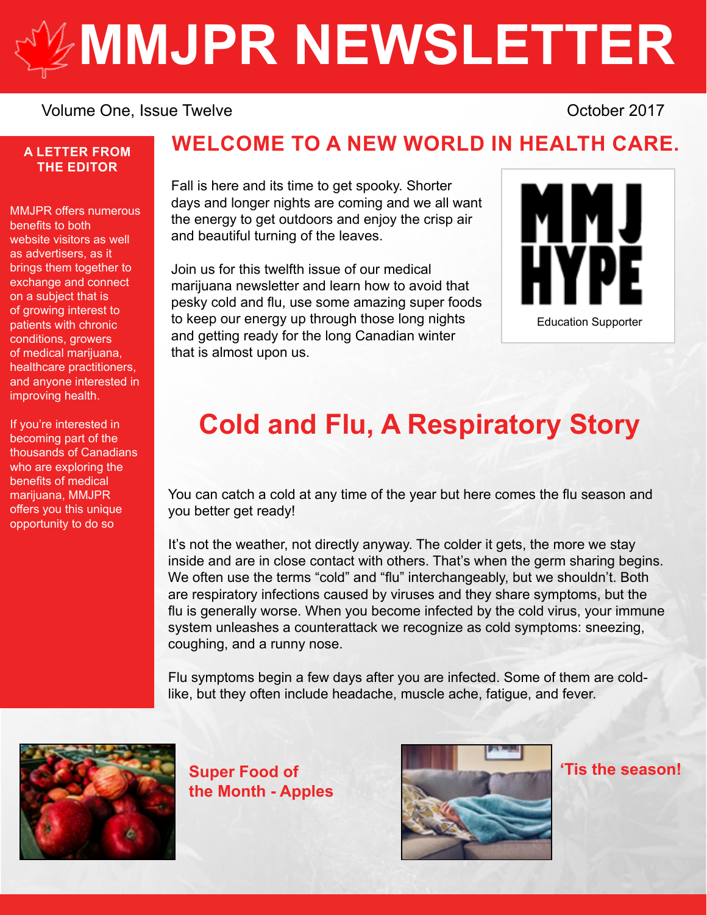# MMJPR NEWSLETTER

Volume One, Issue Twelve

October 2017

## A LETTER FROM THE EDITOR

MMJPR offers numerous benefits to both website visitors as well as advertisers, as it brings them together to exchange and connect on a subject that is of growing interest to patients with chronic conditions, growers of medical marijuana, healthcare practitioners, and anyone interested in improving health.

If you're interested in becoming part of the thousands of Canadians who are exploring the benefits of medical marijuana, MMJPR offers you this unique opportunity to do so

## WELCOME TO A NEW WORLD IN HEALTH CARE.

Fall is here and its time to get spooky. Shorter days and longer nights are coming and we all want the energy to get outdoors and enjoy the crisp air and beautiful turning of the leaves.

Join us for this twelfth issue of our medical marijuana newsletter and learn how to avoid that pesky cold and flu, use some amazing super foods to keep our energy up through those long nights and getting ready for the long Canadian winter that is almost upon us.

MMJ HYPE

Education Supporter

## Cold and Flu, A Respiratory Story

You can catch a cold at any time of the year but here comes the flu season and you better get ready!

It's not the weather, not directly anyway. The colder it gets, the more we stay inside and are in close contact with others. That's when the germ sharing begins. We often use the terms "cold" and "flu" interchangeably, but we shouldn't. Both are respiratory infections caused by viruses and they share symptoms, but the flu is generally worse. When you become infected by the cold virus, your immune system unleashes a counterattack we recognize as cold symptoms: sneezing, coughing, and a runny nose.

Flu symptoms begin a few days after you are infected. Some of them are cold-like, but they often include headache, muscle ache, fatigue, and fever.

### Super Food of the Month - Apples

### 'Tis the season!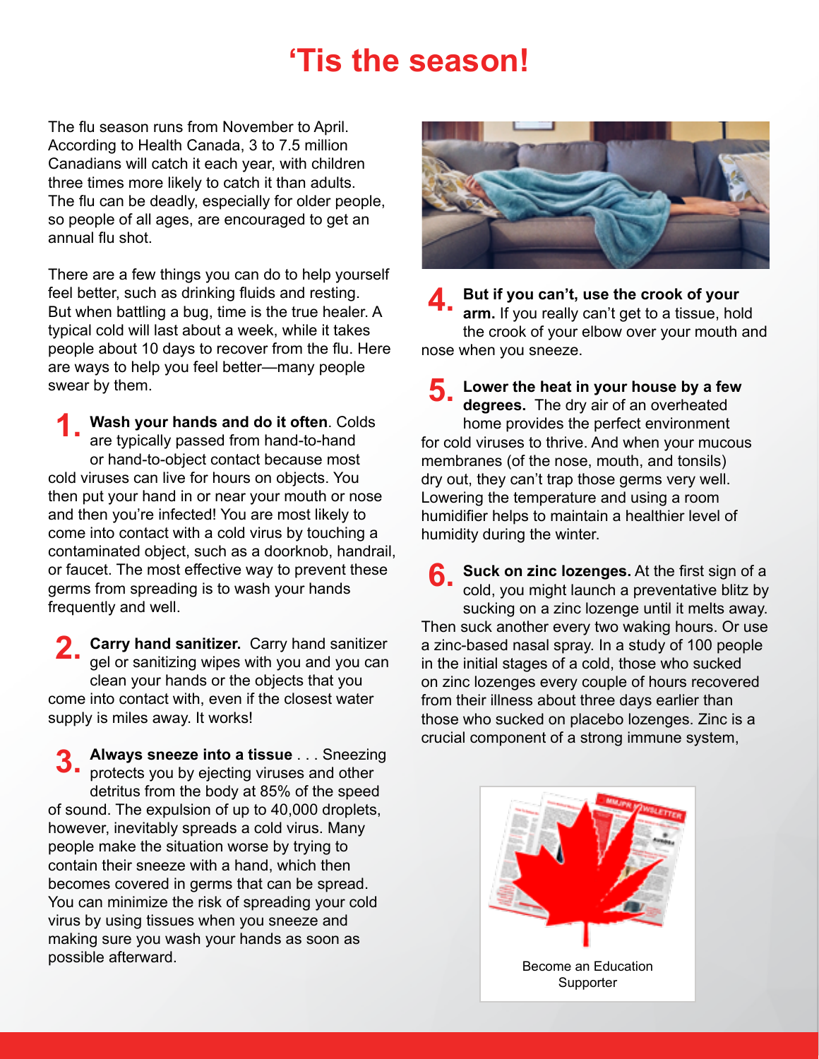# 'Tis the season!

The flu season runs from November to April. According to Health Canada, 3 to 7.5 million Canadians will catch it each year, with children three times more likely to catch it than adults. The flu can be deadly, especially for older people, so people of all ages, are encouraged to get an annual flu shot.

There are a few things you can do to help yourself feel better, such as drinking fluids and resting. But when battling a bug, time is the true healer. A typical cold will last about a week, while it takes people about 10 days to recover from the flu. Here are ways to help you feel better—many people swear by them.

**1. Wash your hands and do it often**. Colds are typically passed from hand-to-hand or hand-to-object contact because most cold viruses can live for hours on objects. You then put your hand in or near your mouth or nose and then you're infected! You are most likely to come into contact with a cold virus by touching a contaminated object, such as a doorknob, handrail, or faucet. The most effective way to prevent these germs from spreading is to wash your hands frequently and well.

**2. Carry hand sanitizer.** Carry hand sanitizer gel or sanitizing wipes with you and you can clean your hands or the objects that you come into contact with, even if the closest water supply is miles away. It works!

**3. Always sneeze into a tissue** . . . Sneezing protects you by ejecting viruses and other detritus from the body at 85% of the speed of sound. The expulsion of up to 40,000 droplets, however, inevitably spreads a cold virus. Many people make the situation worse by trying to contain their sneeze with a hand, which then becomes covered in germs that can be spread. You can minimize the risk of spreading your cold virus by using tissues when you sneeze and making sure you wash your hands as soon as possible afterward.

**4. But if you can't, use the crook of your arm.** If you really can't get to a tissue, hold the crook of your elbow over your mouth and nose when you sneeze.

**5. Lower the heat in your house by a few degrees.** The dry air of an overheated home provides the perfect environment for cold viruses to thrive. And when your mucous membranes (of the nose, mouth, and tonsils) dry out, they can't trap those germs very well. Lowering the temperature and using a room humidifier helps to maintain a healthier level of humidity during the winter.

**6. Suck on zinc lozenges.** At the first sign of a cold, you might launch a preventative blitz by sucking on a zinc lozenge until it melts away. Then suck another every two waking hours. Or use a zinc-based nasal spray. In a study of 100 people in the initial stages of a cold, those who sucked on zinc lozenges every couple of hours recovered from their illness about three days earlier than those who sucked on placebo lozenges. Zinc is a crucial component of a strong immune system,

Become an Education Supporter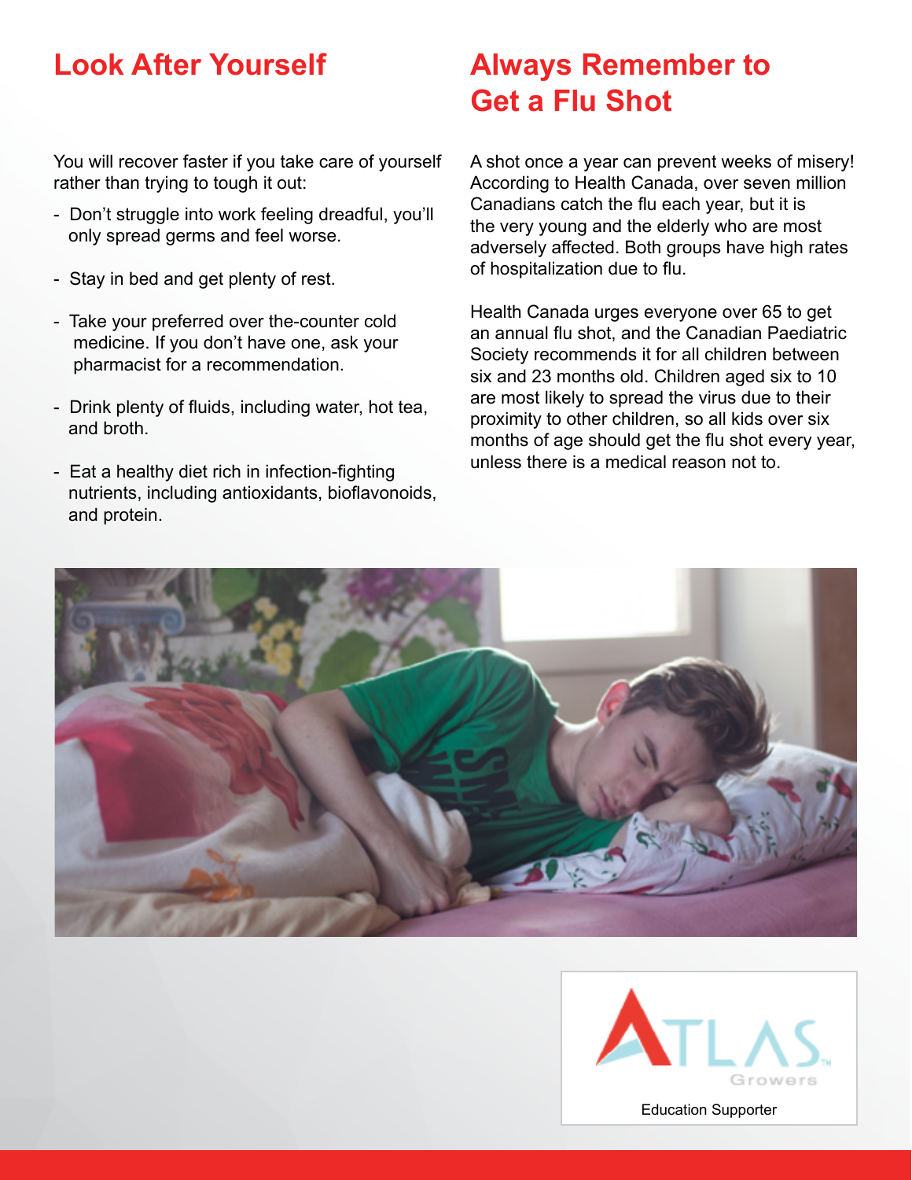## Look After Yourself

You will recover faster if you take care of yourself rather than trying to tough it out:

- Don't struggle into work feeling dreadful, you'll only spread germs and feel worse.
- Stay in bed and get plenty of rest.
- Take your preferred over the-counter cold medicine. If you don't have one, ask your pharmacist for a recommendation.
- Drink plenty of fluids, including water, hot tea, and broth.
- Eat a healthy diet rich in infection-fighting nutrients, including antioxidants, bioflavonoids, and protein.

## Always Remember to Get a Flu Shot

A shot once a year can prevent weeks of misery! According to Health Canada, over seven million Canadians catch the flu each year, but it is the very young and the elderly who are most adversely affected. Both groups have high rates of hospitalization due to flu.

Health Canada urges everyone over 65 to get an annual flu shot, and the Canadian Paediatric Society recommends it for all children between six and 23 months old. Children aged six to 10 are most likely to spread the virus due to their proximity to other children, so all kids over six months of age should get the flu shot every year, unless there is a medical reason not to.

ATLAS Growers™

Education Supporter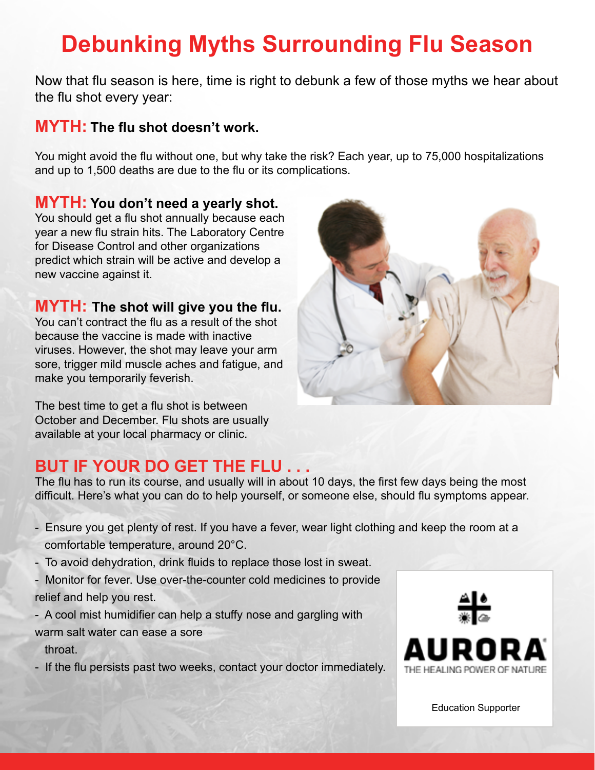# Debunking Myths Surrounding Flu Season

Now that flu season is here, time is right to debunk a few of those myths we hear about the flu shot every year:

## MYTH: The flu shot doesn't work.

You might avoid the flu without one, but why take the risk? Each year, up to 75,000 hospitalizations and up to 1,500 deaths are due to the flu or its complications.

## MYTH: You don't need a yearly shot.

You should get a flu shot annually because each year a new flu strain hits. The Laboratory Centre for Disease Control and other organizations predict which strain will be active and develop a new vaccine against it.

## MYTH: The shot will give you the flu.

You can't contract the flu as a result of the shot because the vaccine is made with inactive viruses. However, the shot may leave your arm sore, trigger mild muscle aches and fatigue, and make you temporarily feverish.

The best time to get a flu shot is between October and December. Flu shots are usually available at your local pharmacy or clinic.

## BUT IF YOUR DO GET THE FLU . . .

The flu has to run its course, and usually will in about 10 days, the first few days being the most difficult. Here's what you can do to help yourself, or someone else, should flu symptoms appear.

- Ensure you get plenty of rest. If you have a fever, wear light clothing and keep the room at a comfortable temperature, around 20°C.
- To avoid dehydration, drink fluids to replace those lost in sweat.
- Monitor for fever. Use over-the-counter cold medicines to provide relief and help you rest.
- A cool mist humidifier can help a stuffy nose and gargling with warm salt water can ease a sore throat.
- If the flu persists past two weeks, contact your doctor immediately.

AURORA
THE HEALING POWER OF NATURE

Education Supporter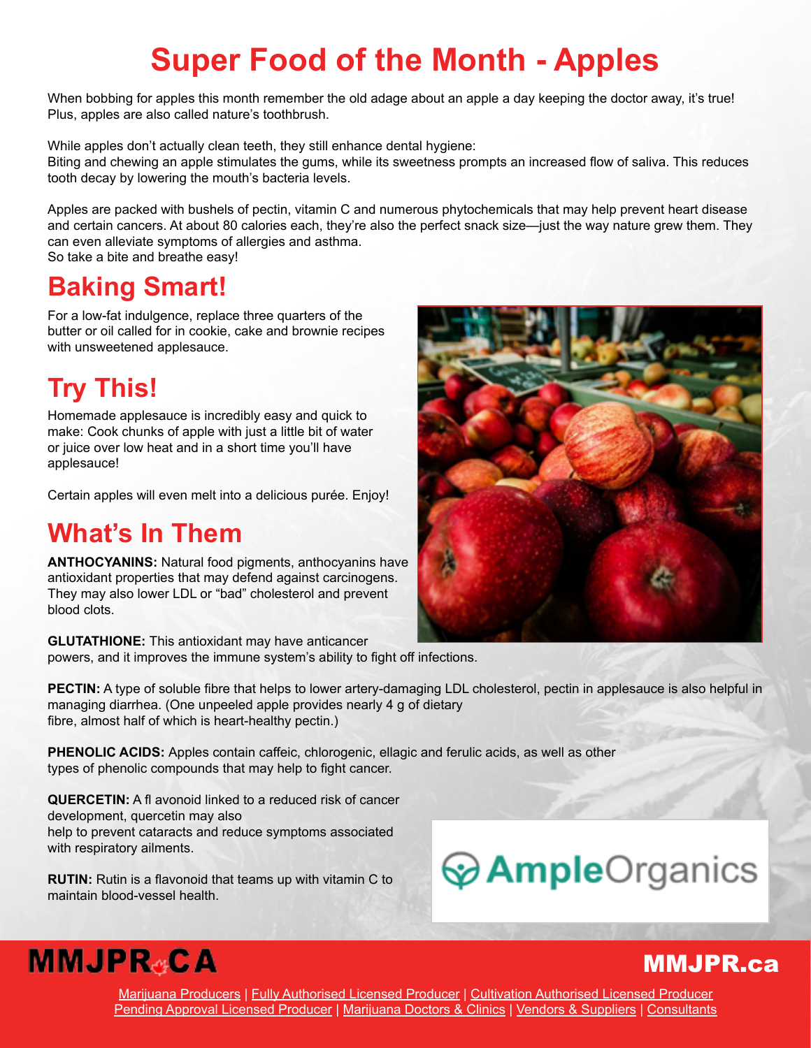# Super Food of the Month - Apples

When bobbing for apples this month remember the old adage about an apple a day keeping the doctor away, it's true! Plus, apples are also called nature's toothbrush.

While apples don't actually clean teeth, they still enhance dental hygiene:
Biting and chewing an apple stimulates the gums, while its sweetness prompts an increased flow of saliva. This reduces tooth decay by lowering the mouth's bacteria levels.

Apples are packed with bushels of pectin, vitamin C and numerous phytochemicals that may help prevent heart disease and certain cancers. At about 80 calories each, they're also the perfect snack size—just the way nature grew them. They can even alleviate symptoms of allergies and asthma.
So take a bite and breathe easy!

## Baking Smart!

For a low-fat indulgence, replace three quarters of the butter or oil called for in cookie, cake and brownie recipes with unsweetened applesauce.

## Try This!

Homemade applesauce is incredibly easy and quick to make: Cook chunks of apple with just a little bit of water or juice over low heat and in a short time you'll have applesauce!

Certain apples will even melt into a delicious purée. Enjoy!

## What's In Them

**ANTHOCYANINS:** Natural food pigments, anthocyanins have antioxidant properties that may defend against carcinogens. They may also lower LDL or "bad" cholesterol and prevent blood clots.

**GLUTATHIONE:** This antioxidant may have anticancer powers, and it improves the immune system's ability to fight off infections.

**PECTIN:** A type of soluble fibre that helps to lower artery-damaging LDL cholesterol, pectin in applesauce is also helpful in managing diarrhea. (One unpeeled apple provides nearly 4 g of dietary fibre, almost half of which is heart-healthy pectin.)

**PHENOLIC ACIDS:** Apples contain caffeic, chlorogenic, ellagic and ferulic acids, as well as other types of phenolic compounds that may help to fight cancer.

**QUERCETIN:** A fl avonoid linked to a reduced risk of cancer development, quercetin may also help to prevent cataracts and reduce symptoms associated with respiratory ailments.

**RUTIN:** Rutin is a flavonoid that teams up with vitamin C to maintain blood-vessel health.

AmpleOrganics

MMJPR.CA

MMJPR.ca

Marijuana Producers | Fully Authorised Licensed Producer | Cultivation Authorised Licensed Producer
Pending Approval Licensed Producer | Marijuana Doctors & Clinics | Vendors & Suppliers | Consultants